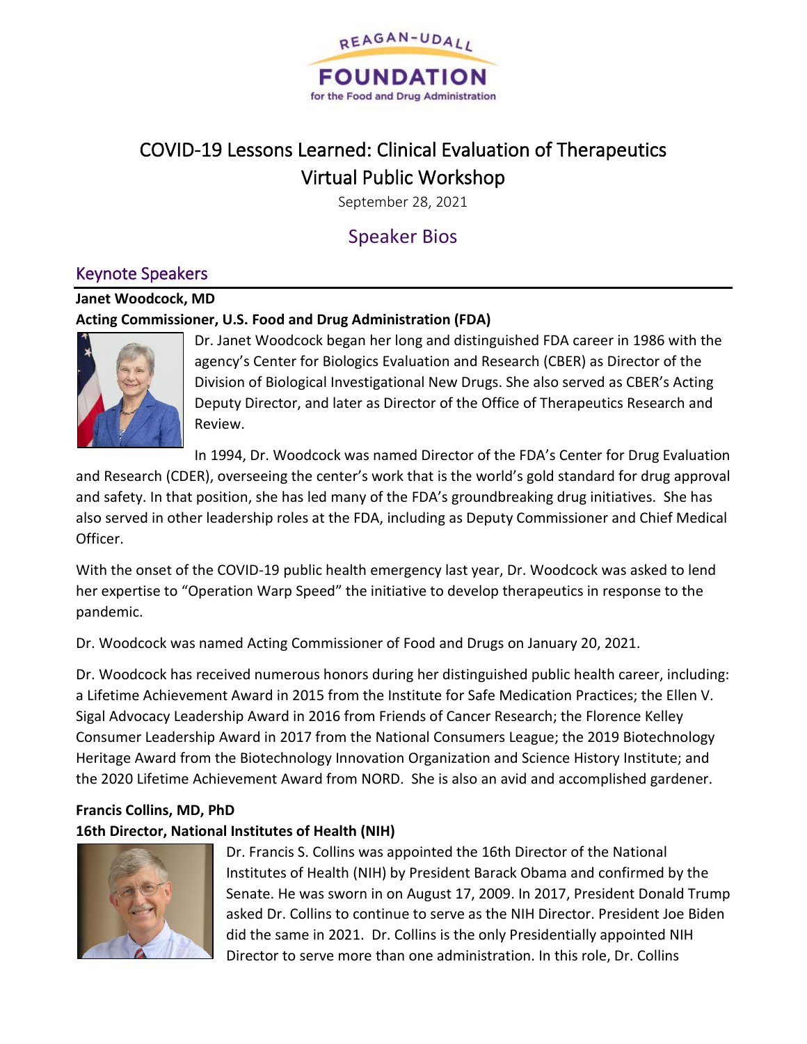REAGAN-UDALL FOUNDATION for the Food and Drug Administration

# COVID-19 Lessons Learned: Clinical Evaluation of Therapeutics Virtual Public Workshop

September 28, 2021

## Speaker Bios

### Keynote Speakers

**Janet Woodcock, MD**
**Acting Commissioner, U.S. Food and Drug Administration (FDA)**

Dr. Janet Woodcock began her long and distinguished FDA career in 1986 with the agency's Center for Biologics Evaluation and Research (CBER) as Director of the Division of Biological Investigational New Drugs. She also served as CBER's Acting Deputy Director, and later as Director of the Office of Therapeutics Research and Review.

In 1994, Dr. Woodcock was named Director of the FDA's Center for Drug Evaluation and Research (CDER), overseeing the center's work that is the world's gold standard for drug approval and safety. In that position, she has led many of the FDA's groundbreaking drug initiatives. She has also served in other leadership roles at the FDA, including as Deputy Commissioner and Chief Medical Officer.

With the onset of the COVID-19 public health emergency last year, Dr. Woodcock was asked to lend her expertise to "Operation Warp Speed" the initiative to develop therapeutics in response to the pandemic.

Dr. Woodcock was named Acting Commissioner of Food and Drugs on January 20, 2021.

Dr. Woodcock has received numerous honors during her distinguished public health career, including: a Lifetime Achievement Award in 2015 from the Institute for Safe Medication Practices; the Ellen V. Sigal Advocacy Leadership Award in 2016 from Friends of Cancer Research; the Florence Kelley Consumer Leadership Award in 2017 from the National Consumers League; the 2019 Biotechnology Heritage Award from the Biotechnology Innovation Organization and Science History Institute; and the 2020 Lifetime Achievement Award from NORD. She is also an avid and accomplished gardener.

**Francis Collins, MD, PhD**
**16th Director, National Institutes of Health (NIH)**

Dr. Francis S. Collins was appointed the 16th Director of the National Institutes of Health (NIH) by President Barack Obama and confirmed by the Senate. He was sworn in on August 17, 2009. In 2017, President Donald Trump asked Dr. Collins to continue to serve as the NIH Director. President Joe Biden did the same in 2021. Dr. Collins is the only Presidentially appointed NIH Director to serve more than one administration. In this role, Dr. Collins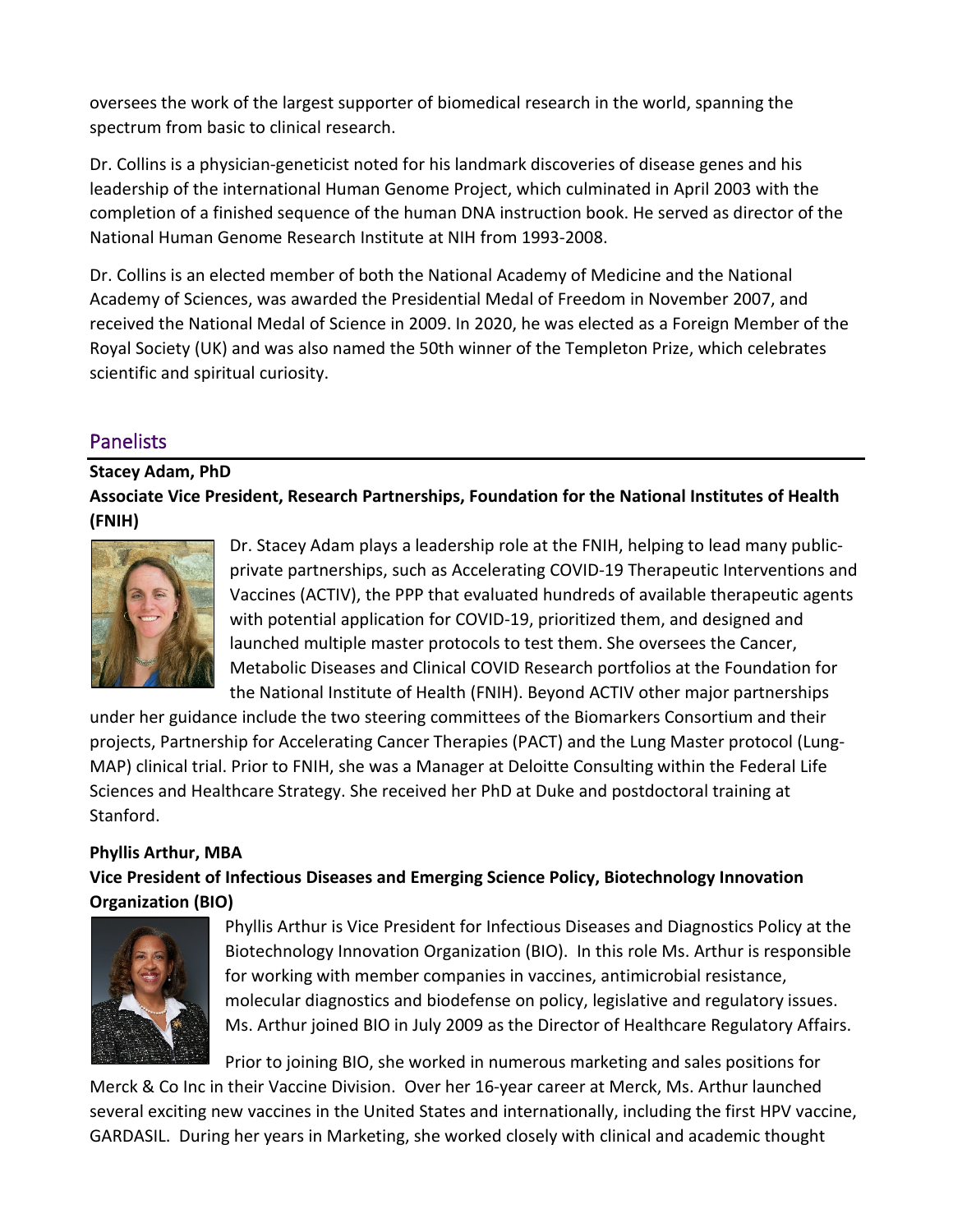oversees the work of the largest supporter of biomedical research in the world, spanning the spectrum from basic to clinical research.

Dr. Collins is a physician-geneticist noted for his landmark discoveries of disease genes and his leadership of the international Human Genome Project, which culminated in April 2003 with the completion of a finished sequence of the human DNA instruction book. He served as director of the National Human Genome Research Institute at NIH from 1993-2008.

Dr. Collins is an elected member of both the National Academy of Medicine and the National Academy of Sciences, was awarded the Presidential Medal of Freedom in November 2007, and received the National Medal of Science in 2009. In 2020, he was elected as a Foreign Member of the Royal Society (UK) and was also named the 50th winner of the Templeton Prize, which celebrates scientific and spiritual curiosity.

## Panelists

**Stacey Adam, PhD**
**Associate Vice President, Research Partnerships, Foundation for the National Institutes of Health (FNIH)**

Dr. Stacey Adam plays a leadership role at the FNIH, helping to lead many public-private partnerships, such as Accelerating COVID-19 Therapeutic Interventions and Vaccines (ACTIV), the PPP that evaluated hundreds of available therapeutic agents with potential application for COVID-19, prioritized them, and designed and launched multiple master protocols to test them. She oversees the Cancer, Metabolic Diseases and Clinical COVID Research portfolios at the Foundation for the National Institute of Health (FNIH). Beyond ACTIV other major partnerships under her guidance include the two steering committees of the Biomarkers Consortium and their projects, Partnership for Accelerating Cancer Therapies (PACT) and the Lung Master protocol (Lung-MAP) clinical trial. Prior to FNIH, she was a Manager at Deloitte Consulting within the Federal Life Sciences and Healthcare Strategy. She received her PhD at Duke and postdoctoral training at Stanford.

**Phyllis Arthur, MBA**
**Vice President of Infectious Diseases and Emerging Science Policy, Biotechnology Innovation Organization (BIO)**

Phyllis Arthur is Vice President for Infectious Diseases and Diagnostics Policy at the Biotechnology Innovation Organization (BIO). In this role Ms. Arthur is responsible for working with member companies in vaccines, antimicrobial resistance, molecular diagnostics and biodefense on policy, legislative and regulatory issues. Ms. Arthur joined BIO in July 2009 as the Director of Healthcare Regulatory Affairs.

Prior to joining BIO, she worked in numerous marketing and sales positions for Merck & Co Inc in their Vaccine Division. Over her 16-year career at Merck, Ms. Arthur launched several exciting new vaccines in the United States and internationally, including the first HPV vaccine, GARDASIL. During her years in Marketing, she worked closely with clinical and academic thought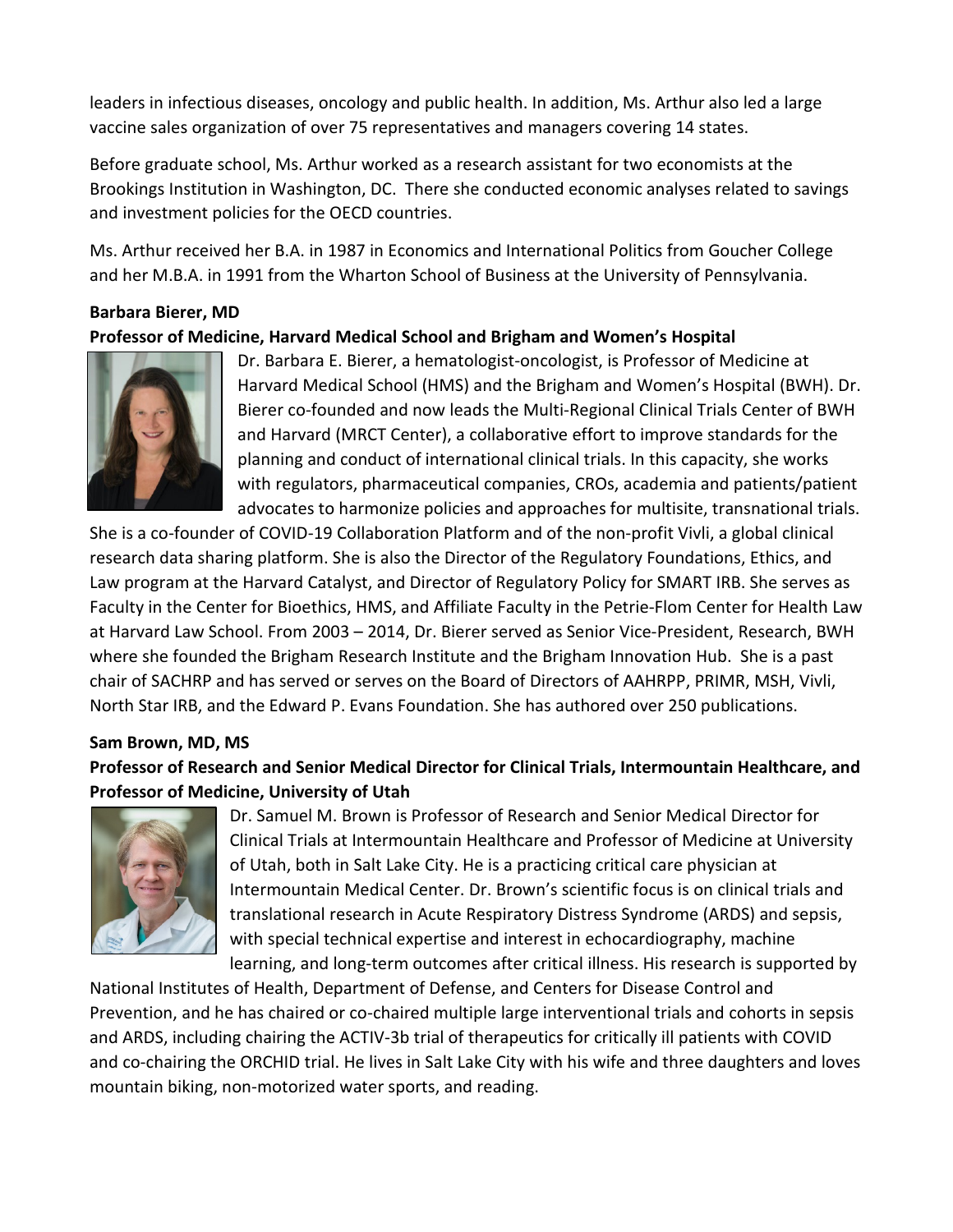leaders in infectious diseases, oncology and public health. In addition, Ms. Arthur also led a large vaccine sales organization of over 75 representatives and managers covering 14 states.

Before graduate school, Ms. Arthur worked as a research assistant for two economists at the Brookings Institution in Washington, DC. There she conducted economic analyses related to savings and investment policies for the OECD countries.

Ms. Arthur received her B.A. in 1987 in Economics and International Politics from Goucher College and her M.B.A. in 1991 from the Wharton School of Business at the University of Pennsylvania.

**Barbara Bierer, MD**
**Professor of Medicine, Harvard Medical School and Brigham and Women's Hospital**

Dr. Barbara E. Bierer, a hematologist-oncologist, is Professor of Medicine at Harvard Medical School (HMS) and the Brigham and Women's Hospital (BWH). Dr. Bierer co-founded and now leads the Multi-Regional Clinical Trials Center of BWH and Harvard (MRCT Center), a collaborative effort to improve standards for the planning and conduct of international clinical trials. In this capacity, she works with regulators, pharmaceutical companies, CROs, academia and patients/patient advocates to harmonize policies and approaches for multisite, transnational trials. She is a co-founder of COVID-19 Collaboration Platform and of the non-profit Vivli, a global clinical research data sharing platform. She is also the Director of the Regulatory Foundations, Ethics, and Law program at the Harvard Catalyst, and Director of Regulatory Policy for SMART IRB. She serves as Faculty in the Center for Bioethics, HMS, and Affiliate Faculty in the Petrie-Flom Center for Health Law at Harvard Law School. From 2003 – 2014, Dr. Bierer served as Senior Vice-President, Research, BWH where she founded the Brigham Research Institute and the Brigham Innovation Hub. She is a past chair of SACHRP and has served or serves on the Board of Directors of AAHRPP, PRIMR, MSH, Vivli, North Star IRB, and the Edward P. Evans Foundation. She has authored over 250 publications.

**Sam Brown, MD, MS**
**Professor of Research and Senior Medical Director for Clinical Trials, Intermountain Healthcare, and Professor of Medicine, University of Utah**

Dr. Samuel M. Brown is Professor of Research and Senior Medical Director for Clinical Trials at Intermountain Healthcare and Professor of Medicine at University of Utah, both in Salt Lake City. He is a practicing critical care physician at Intermountain Medical Center. Dr. Brown's scientific focus is on clinical trials and translational research in Acute Respiratory Distress Syndrome (ARDS) and sepsis, with special technical expertise and interest in echocardiography, machine learning, and long-term outcomes after critical illness. His research is supported by National Institutes of Health, Department of Defense, and Centers for Disease Control and Prevention, and he has chaired or co-chaired multiple large interventional trials and cohorts in sepsis and ARDS, including chairing the ACTIV-3b trial of therapeutics for critically ill patients with COVID and co-chairing the ORCHID trial. He lives in Salt Lake City with his wife and three daughters and loves mountain biking, non-motorized water sports, and reading.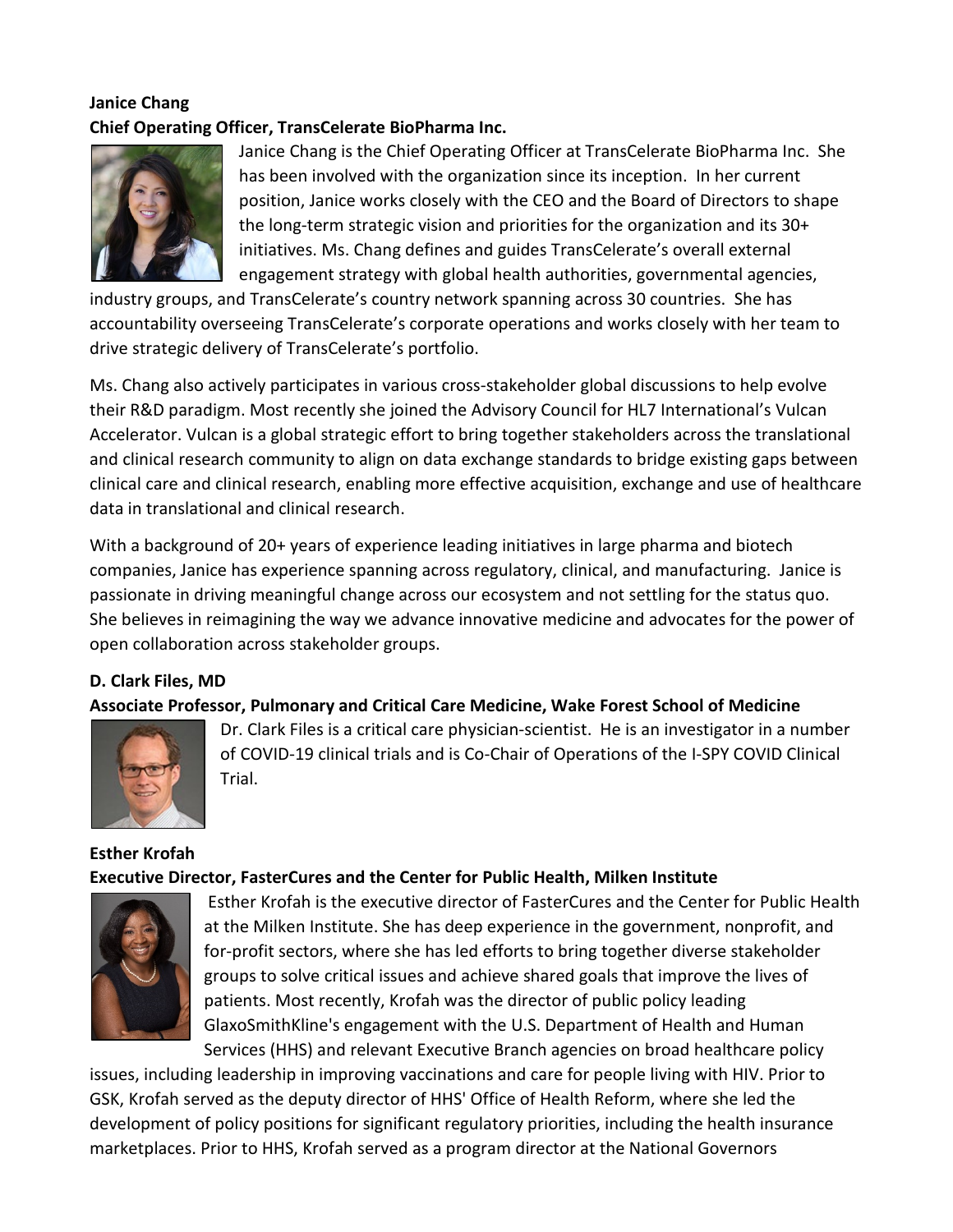**Janice Chang**

**Chief Operating Officer, TransCelerate BioPharma Inc.**

Janice Chang is the Chief Operating Officer at TransCelerate BioPharma Inc. She has been involved with the organization since its inception. In her current position, Janice works closely with the CEO and the Board of Directors to shape the long-term strategic vision and priorities for the organization and its 30+ initiatives. Ms. Chang defines and guides TransCelerate's overall external engagement strategy with global health authorities, governmental agencies, industry groups, and TransCelerate's country network spanning across 30 countries. She has accountability overseeing TransCelerate's corporate operations and works closely with her team to drive strategic delivery of TransCelerate's portfolio.

Ms. Chang also actively participates in various cross-stakeholder global discussions to help evolve their R&D paradigm. Most recently she joined the Advisory Council for HL7 International's Vulcan Accelerator. Vulcan is a global strategic effort to bring together stakeholders across the translational and clinical research community to align on data exchange standards to bridge existing gaps between clinical care and clinical research, enabling more effective acquisition, exchange and use of healthcare data in translational and clinical research.

With a background of 20+ years of experience leading initiatives in large pharma and biotech companies, Janice has experience spanning across regulatory, clinical, and manufacturing. Janice is passionate in driving meaningful change across our ecosystem and not settling for the status quo. She believes in reimagining the way we advance innovative medicine and advocates for the power of open collaboration across stakeholder groups.

**D. Clark Files, MD**

**Associate Professor, Pulmonary and Critical Care Medicine, Wake Forest School of Medicine**

Dr. Clark Files is a critical care physician-scientist. He is an investigator in a number of COVID-19 clinical trials and is Co-Chair of Operations of the I-SPY COVID Clinical Trial.

**Esther Krofah**

**Executive Director, FasterCures and the Center for Public Health, Milken Institute**

Esther Krofah is the executive director of FasterCures and the Center for Public Health at the Milken Institute. She has deep experience in the government, nonprofit, and for-profit sectors, where she has led efforts to bring together diverse stakeholder groups to solve critical issues and achieve shared goals that improve the lives of patients. Most recently, Krofah was the director of public policy leading GlaxoSmithKline's engagement with the U.S. Department of Health and Human Services (HHS) and relevant Executive Branch agencies on broad healthcare policy issues, including leadership in improving vaccinations and care for people living with HIV. Prior to GSK, Krofah served as the deputy director of HHS' Office of Health Reform, where she led the development of policy positions for significant regulatory priorities, including the health insurance marketplaces. Prior to HHS, Krofah served as a program director at the National Governors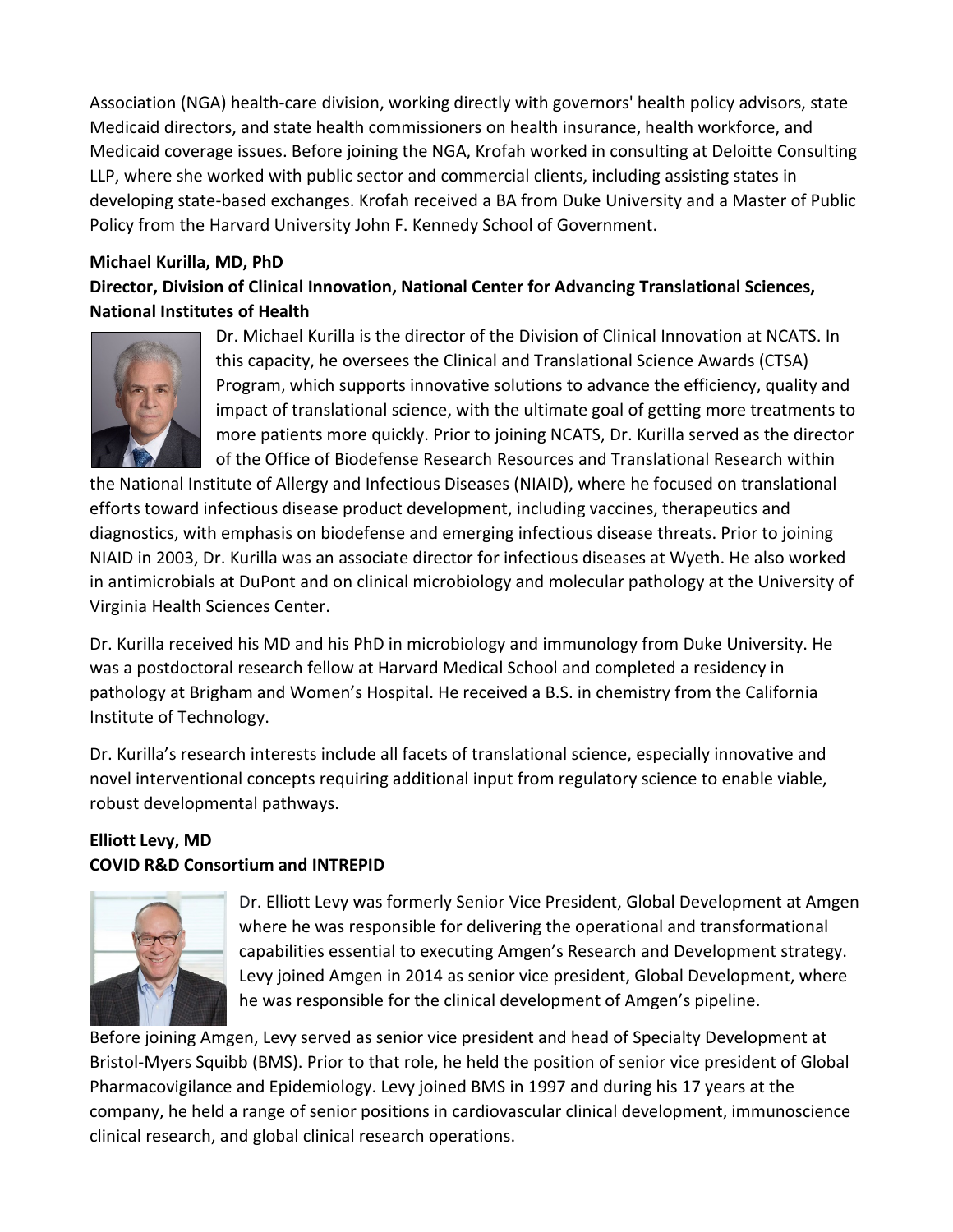Association (NGA) health-care division, working directly with governors' health policy advisors, state Medicaid directors, and state health commissioners on health insurance, health workforce, and Medicaid coverage issues. Before joining the NGA, Krofah worked in consulting at Deloitte Consulting LLP, where she worked with public sector and commercial clients, including assisting states in developing state-based exchanges. Krofah received a BA from Duke University and a Master of Public Policy from the Harvard University John F. Kennedy School of Government.

**Michael Kurilla, MD, PhD**
**Director, Division of Clinical Innovation, National Center for Advancing Translational Sciences, National Institutes of Health**

Dr. Michael Kurilla is the director of the Division of Clinical Innovation at NCATS. In this capacity, he oversees the Clinical and Translational Science Awards (CTSA) Program, which supports innovative solutions to advance the efficiency, quality and impact of translational science, with the ultimate goal of getting more treatments to more patients more quickly. Prior to joining NCATS, Dr. Kurilla served as the director of the Office of Biodefense Research Resources and Translational Research within the National Institute of Allergy and Infectious Diseases (NIAID), where he focused on translational efforts toward infectious disease product development, including vaccines, therapeutics and diagnostics, with emphasis on biodefense and emerging infectious disease threats. Prior to joining NIAID in 2003, Dr. Kurilla was an associate director for infectious diseases at Wyeth. He also worked in antimicrobials at DuPont and on clinical microbiology and molecular pathology at the University of Virginia Health Sciences Center.

Dr. Kurilla received his MD and his PhD in microbiology and immunology from Duke University. He was a postdoctoral research fellow at Harvard Medical School and completed a residency in pathology at Brigham and Women's Hospital. He received a B.S. in chemistry from the California Institute of Technology.

Dr. Kurilla's research interests include all facets of translational science, especially innovative and novel interventional concepts requiring additional input from regulatory science to enable viable, robust developmental pathways.

**Elliott Levy, MD**
**COVID R&D Consortium and INTREPID**

Dr. Elliott Levy was formerly Senior Vice President, Global Development at Amgen where he was responsible for delivering the operational and transformational capabilities essential to executing Amgen's Research and Development strategy. Levy joined Amgen in 2014 as senior vice president, Global Development, where he was responsible for the clinical development of Amgen's pipeline.

Before joining Amgen, Levy served as senior vice president and head of Specialty Development at Bristol-Myers Squibb (BMS). Prior to that role, he held the position of senior vice president of Global Pharmacovigilance and Epidemiology. Levy joined BMS in 1997 and during his 17 years at the company, he held a range of senior positions in cardiovascular clinical development, immunoscience clinical research, and global clinical research operations.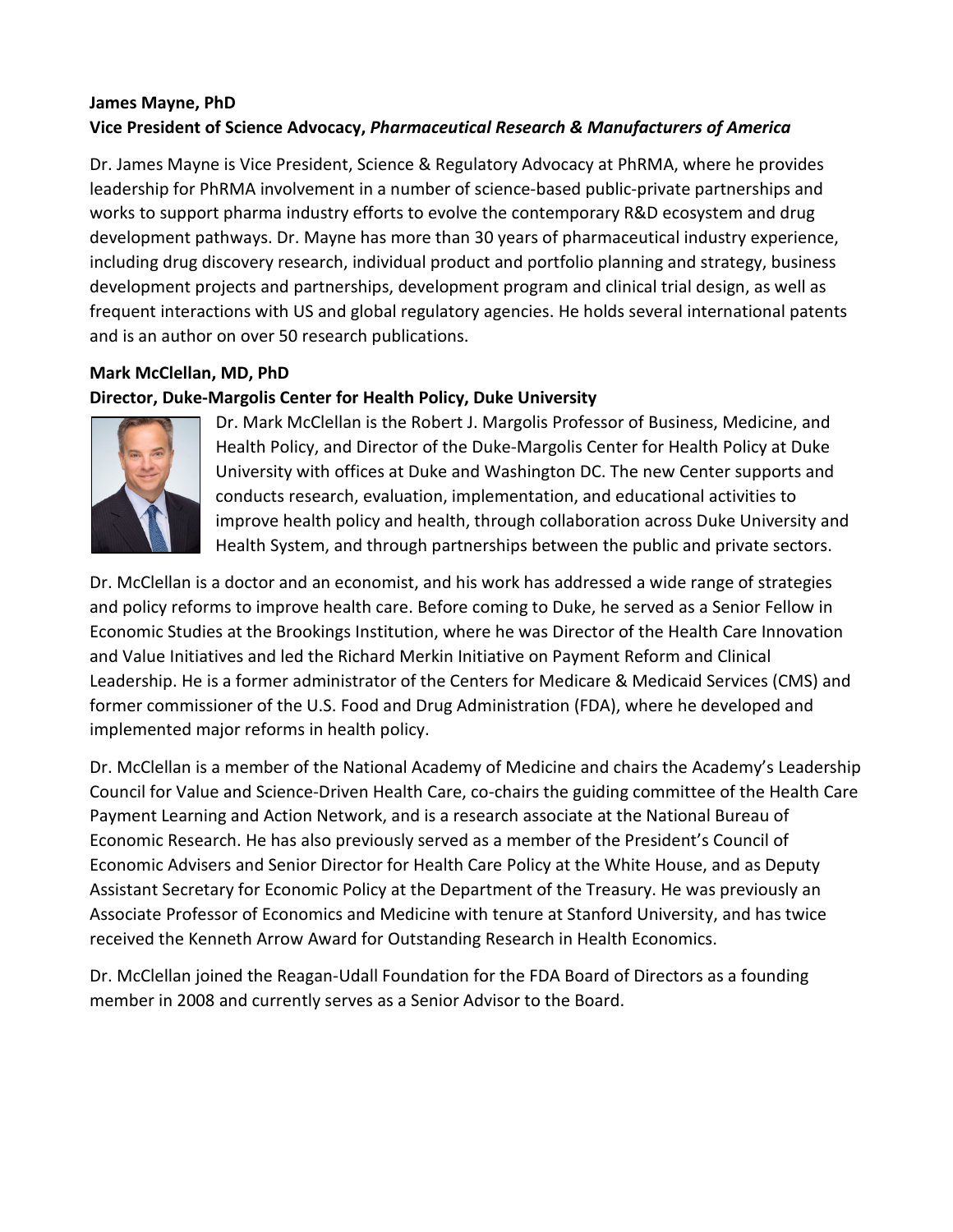**James Mayne, PhD**

**Vice President of Science Advocacy,** ***Pharmaceutical Research & Manufacturers of America***

Dr. James Mayne is Vice President, Science & Regulatory Advocacy at PhRMA, where he provides leadership for PhRMA involvement in a number of science-based public-private partnerships and works to support pharma industry efforts to evolve the contemporary R&D ecosystem and drug development pathways. Dr. Mayne has more than 30 years of pharmaceutical industry experience, including drug discovery research, individual product and portfolio planning and strategy, business development projects and partnerships, development program and clinical trial design, as well as frequent interactions with US and global regulatory agencies. He holds several international patents and is an author on over 50 research publications.

**Mark McClellan, MD, PhD**

**Director, Duke-Margolis Center for Health Policy, Duke University**

Dr. Mark McClellan is the Robert J. Margolis Professor of Business, Medicine, and Health Policy, and Director of the Duke-Margolis Center for Health Policy at Duke University with offices at Duke and Washington DC. The new Center supports and conducts research, evaluation, implementation, and educational activities to improve health policy and health, through collaboration across Duke University and Health System, and through partnerships between the public and private sectors.

Dr. McClellan is a doctor and an economist, and his work has addressed a wide range of strategies and policy reforms to improve health care. Before coming to Duke, he served as a Senior Fellow in Economic Studies at the Brookings Institution, where he was Director of the Health Care Innovation and Value Initiatives and led the Richard Merkin Initiative on Payment Reform and Clinical Leadership. He is a former administrator of the Centers for Medicare & Medicaid Services (CMS) and former commissioner of the U.S. Food and Drug Administration (FDA), where he developed and implemented major reforms in health policy.

Dr. McClellan is a member of the National Academy of Medicine and chairs the Academy's Leadership Council for Value and Science-Driven Health Care, co-chairs the guiding committee of the Health Care Payment Learning and Action Network, and is a research associate at the National Bureau of Economic Research. He has also previously served as a member of the President's Council of Economic Advisers and Senior Director for Health Care Policy at the White House, and as Deputy Assistant Secretary for Economic Policy at the Department of the Treasury. He was previously an Associate Professor of Economics and Medicine with tenure at Stanford University, and has twice received the Kenneth Arrow Award for Outstanding Research in Health Economics.

Dr. McClellan joined the Reagan-Udall Foundation for the FDA Board of Directors as a founding member in 2008 and currently serves as a Senior Advisor to the Board.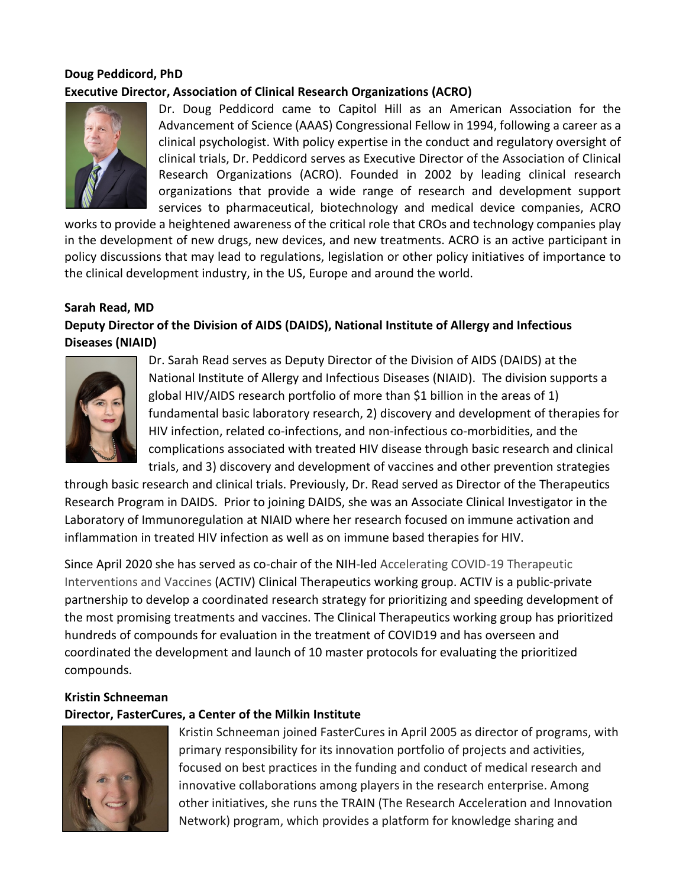**Doug Peddicord, PhD**

**Executive Director, Association of Clinical Research Organizations (ACRO)**

Dr. Doug Peddicord came to Capitol Hill as an American Association for the Advancement of Science (AAAS) Congressional Fellow in 1994, following a career as a clinical psychologist. With policy expertise in the conduct and regulatory oversight of clinical trials, Dr. Peddicord serves as Executive Director of the Association of Clinical Research Organizations (ACRO). Founded in 2002 by leading clinical research organizations that provide a wide range of research and development support services to pharmaceutical, biotechnology and medical device companies, ACRO works to provide a heightened awareness of the critical role that CROs and technology companies play in the development of new drugs, new devices, and new treatments. ACRO is an active participant in policy discussions that may lead to regulations, legislation or other policy initiatives of importance to the clinical development industry, in the US, Europe and around the world.

**Sarah Read, MD**

**Deputy Director of the Division of AIDS (DAIDS), National Institute of Allergy and Infectious Diseases (NIAID)**

Dr. Sarah Read serves as Deputy Director of the Division of AIDS (DAIDS) at the National Institute of Allergy and Infectious Diseases (NIAID). The division supports a global HIV/AIDS research portfolio of more than $1 billion in the areas of 1) fundamental basic laboratory research, 2) discovery and development of therapies for HIV infection, related co-infections, and non-infectious co-morbidities, and the complications associated with treated HIV disease through basic research and clinical trials, and 3) discovery and development of vaccines and other prevention strategies through basic research and clinical trials. Previously, Dr. Read served as Director of the Therapeutics Research Program in DAIDS. Prior to joining DAIDS, she was an Associate Clinical Investigator in the Laboratory of Immunoregulation at NIAID where her research focused on immune activation and inflammation in treated HIV infection as well as on immune based therapies for HIV.

Since April 2020 she has served as co-chair of the NIH-led Accelerating COVID-19 Therapeutic Interventions and Vaccines (ACTIV) Clinical Therapeutics working group. ACTIV is a public-private partnership to develop a coordinated research strategy for prioritizing and speeding development of the most promising treatments and vaccines. The Clinical Therapeutics working group has prioritized hundreds of compounds for evaluation in the treatment of COVID19 and has overseen and coordinated the development and launch of 10 master protocols for evaluating the prioritized compounds.

**Kristin Schneeman**

**Director, FasterCures, a Center of the Milkin Institute**

Kristin Schneeman joined FasterCures in April 2005 as director of programs, with primary responsibility for its innovation portfolio of projects and activities, focused on best practices in the funding and conduct of medical research and innovative collaborations among players in the research enterprise. Among other initiatives, she runs the TRAIN (The Research Acceleration and Innovation Network) program, which provides a platform for knowledge sharing and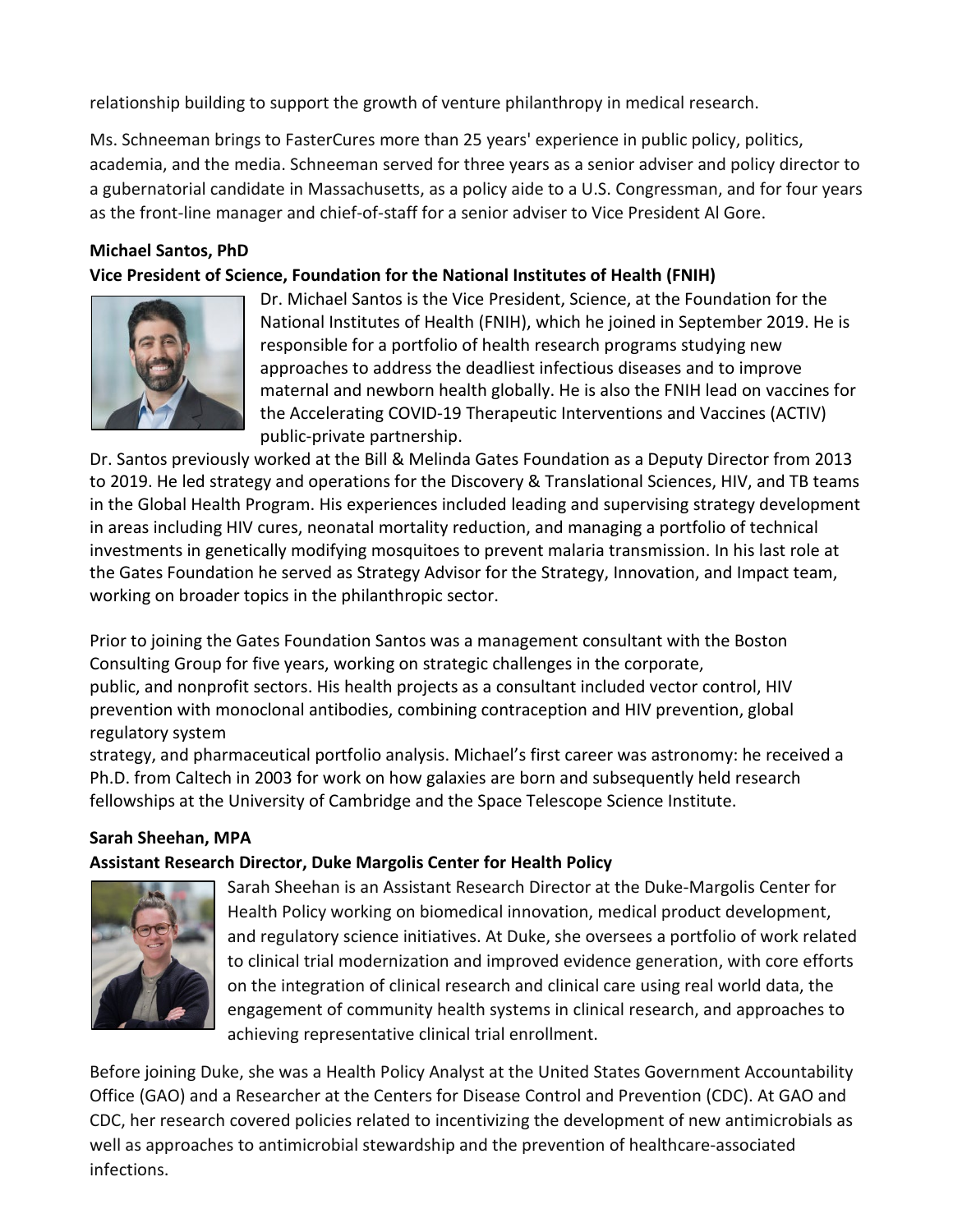relationship building to support the growth of venture philanthropy in medical research.

Ms. Schneeman brings to FasterCures more than 25 years' experience in public policy, politics, academia, and the media. Schneeman served for three years as a senior adviser and policy director to a gubernatorial candidate in Massachusetts, as a policy aide to a U.S. Congressman, and for four years as the front-line manager and chief-of-staff for a senior adviser to Vice President Al Gore.

**Michael Santos, PhD**
**Vice President of Science, Foundation for the National Institutes of Health (FNIH)**

Dr. Michael Santos is the Vice President, Science, at the Foundation for the National Institutes of Health (FNIH), which he joined in September 2019. He is responsible for a portfolio of health research programs studying new approaches to address the deadliest infectious diseases and to improve maternal and newborn health globally. He is also the FNIH lead on vaccines for the Accelerating COVID-19 Therapeutic Interventions and Vaccines (ACTIV) public-private partnership.

Dr. Santos previously worked at the Bill & Melinda Gates Foundation as a Deputy Director from 2013 to 2019. He led strategy and operations for the Discovery & Translational Sciences, HIV, and TB teams in the Global Health Program. His experiences included leading and supervising strategy development in areas including HIV cures, neonatal mortality reduction, and managing a portfolio of technical investments in genetically modifying mosquitoes to prevent malaria transmission. In his last role at the Gates Foundation he served as Strategy Advisor for the Strategy, Innovation, and Impact team, working on broader topics in the philanthropic sector.

Prior to joining the Gates Foundation Santos was a management consultant with the Boston Consulting Group for five years, working on strategic challenges in the corporate, public, and nonprofit sectors. His health projects as a consultant included vector control, HIV prevention with monoclonal antibodies, combining contraception and HIV prevention, global regulatory system strategy, and pharmaceutical portfolio analysis. Michael's first career was astronomy: he received a Ph.D. from Caltech in 2003 for work on how galaxies are born and subsequently held research fellowships at the University of Cambridge and the Space Telescope Science Institute.

**Sarah Sheehan, MPA**
**Assistant Research Director, Duke Margolis Center for Health Policy**

Sarah Sheehan is an Assistant Research Director at the Duke-Margolis Center for Health Policy working on biomedical innovation, medical product development, and regulatory science initiatives. At Duke, she oversees a portfolio of work related to clinical trial modernization and improved evidence generation, with core efforts on the integration of clinical research and clinical care using real world data, the engagement of community health systems in clinical research, and approaches to achieving representative clinical trial enrollment.

Before joining Duke, she was a Health Policy Analyst at the United States Government Accountability Office (GAO) and a Researcher at the Centers for Disease Control and Prevention (CDC). At GAO and CDC, her research covered policies related to incentivizing the development of new antimicrobials as well as approaches to antimicrobial stewardship and the prevention of healthcare-associated infections.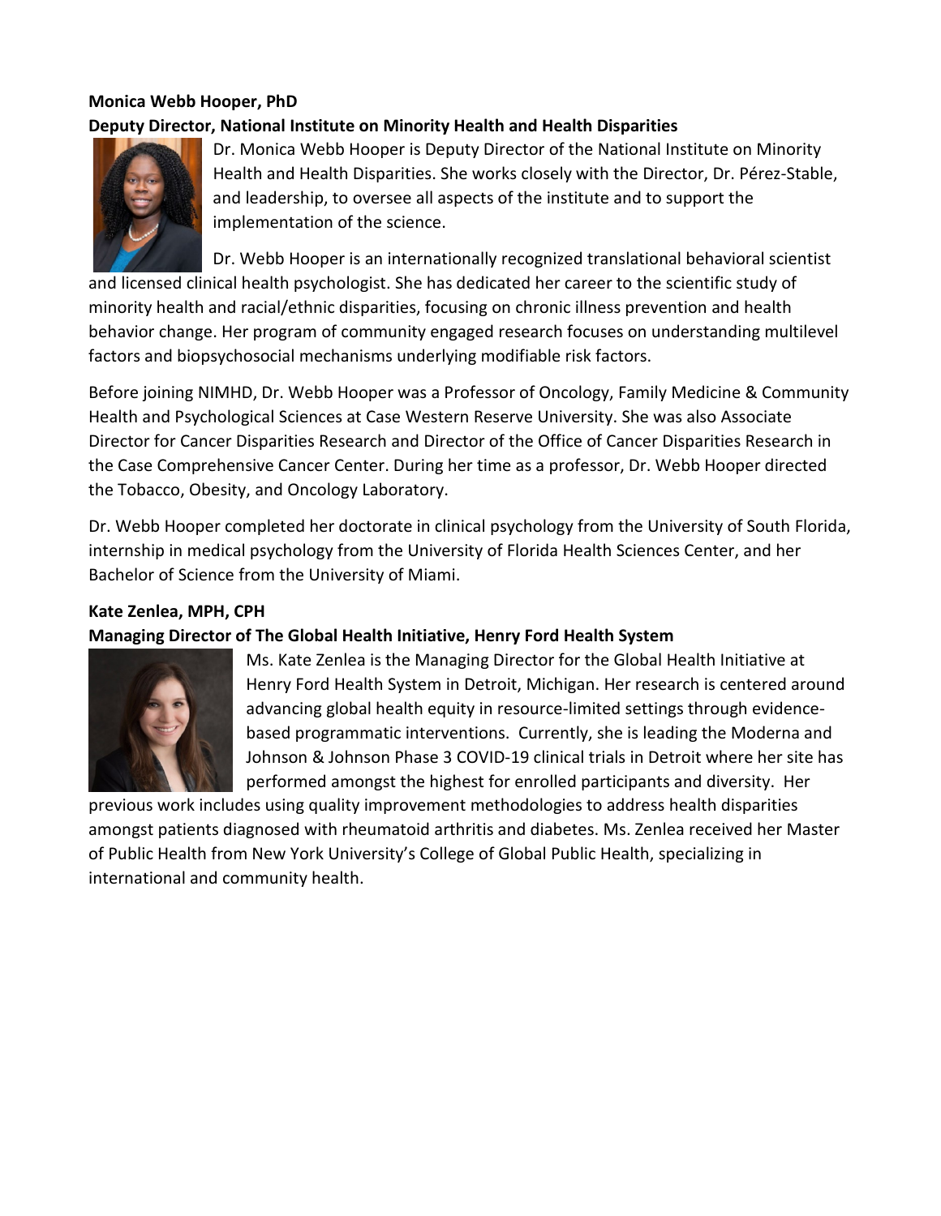**Monica Webb Hooper, PhD**
**Deputy Director, National Institute on Minority Health and Health Disparities**

Dr. Monica Webb Hooper is Deputy Director of the National Institute on Minority Health and Health Disparities. She works closely with the Director, Dr. Pérez-Stable, and leadership, to oversee all aspects of the institute and to support the implementation of the science.

Dr. Webb Hooper is an internationally recognized translational behavioral scientist and licensed clinical health psychologist. She has dedicated her career to the scientific study of minority health and racial/ethnic disparities, focusing on chronic illness prevention and health behavior change. Her program of community engaged research focuses on understanding multilevel factors and biopsychosocial mechanisms underlying modifiable risk factors.

Before joining NIMHD, Dr. Webb Hooper was a Professor of Oncology, Family Medicine & Community Health and Psychological Sciences at Case Western Reserve University. She was also Associate Director for Cancer Disparities Research and Director of the Office of Cancer Disparities Research in the Case Comprehensive Cancer Center. During her time as a professor, Dr. Webb Hooper directed the Tobacco, Obesity, and Oncology Laboratory.

Dr. Webb Hooper completed her doctorate in clinical psychology from the University of South Florida, internship in medical psychology from the University of Florida Health Sciences Center, and her Bachelor of Science from the University of Miami.

**Kate Zenlea, MPH, CPH**
**Managing Director of The Global Health Initiative, Henry Ford Health System**

Ms. Kate Zenlea is the Managing Director for the Global Health Initiative at Henry Ford Health System in Detroit, Michigan. Her research is centered around advancing global health equity in resource-limited settings through evidence-based programmatic interventions. Currently, she is leading the Moderna and Johnson & Johnson Phase 3 COVID-19 clinical trials in Detroit where her site has performed amongst the highest for enrolled participants and diversity. Her previous work includes using quality improvement methodologies to address health disparities amongst patients diagnosed with rheumatoid arthritis and diabetes. Ms. Zenlea received her Master of Public Health from New York University's College of Global Public Health, specializing in international and community health.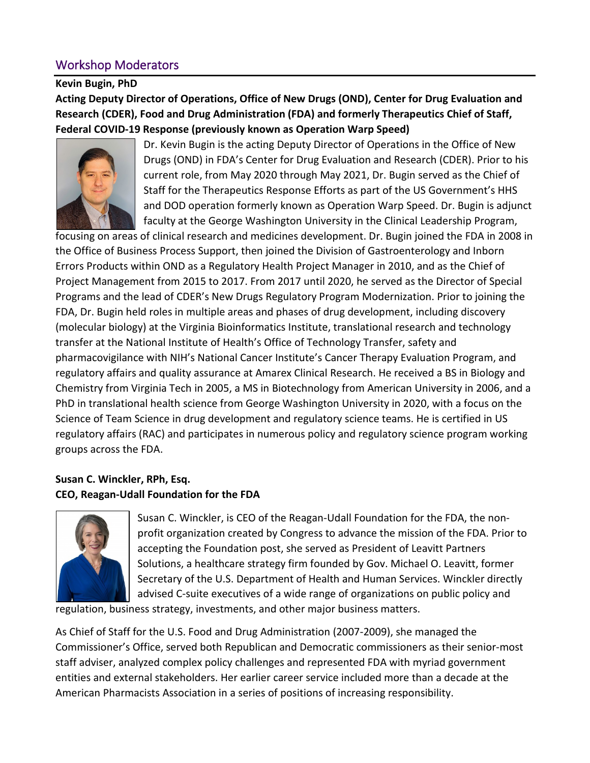## Workshop Moderators

**Kevin Bugin, PhD**
**Acting Deputy Director of Operations, Office of New Drugs (OND), Center for Drug Evaluation and Research (CDER), Food and Drug Administration (FDA) and formerly Therapeutics Chief of Staff, Federal COVID-19 Response (previously known as Operation Warp Speed)**

Dr. Kevin Bugin is the acting Deputy Director of Operations in the Office of New Drugs (OND) in FDA's Center for Drug Evaluation and Research (CDER). Prior to his current role, from May 2020 through May 2021, Dr. Bugin served as the Chief of Staff for the Therapeutics Response Efforts as part of the US Government's HHS and DOD operation formerly known as Operation Warp Speed. Dr. Bugin is adjunct faculty at the George Washington University in the Clinical Leadership Program, focusing on areas of clinical research and medicines development. Dr. Bugin joined the FDA in 2008 in the Office of Business Process Support, then joined the Division of Gastroenterology and Inborn Errors Products within OND as a Regulatory Health Project Manager in 2010, and as the Chief of Project Management from 2015 to 2017. From 2017 until 2020, he served as the Director of Special Programs and the lead of CDER's New Drugs Regulatory Program Modernization. Prior to joining the FDA, Dr. Bugin held roles in multiple areas and phases of drug development, including discovery (molecular biology) at the Virginia Bioinformatics Institute, translational research and technology transfer at the National Institute of Health's Office of Technology Transfer, safety and pharmacovigilance with NIH's National Cancer Institute's Cancer Therapy Evaluation Program, and regulatory affairs and quality assurance at Amarex Clinical Research. He received a BS in Biology and Chemistry from Virginia Tech in 2005, a MS in Biotechnology from American University in 2006, and a PhD in translational health science from George Washington University in 2020, with a focus on the Science of Team Science in drug development and regulatory science teams. He is certified in US regulatory affairs (RAC) and participates in numerous policy and regulatory science program working groups across the FDA.

**Susan C. Winckler, RPh, Esq.**
**CEO, Reagan-Udall Foundation for the FDA**

Susan C. Winckler, is CEO of the Reagan-Udall Foundation for the FDA, the non-profit organization created by Congress to advance the mission of the FDA. Prior to accepting the Foundation post, she served as President of Leavitt Partners Solutions, a healthcare strategy firm founded by Gov. Michael O. Leavitt, former Secretary of the U.S. Department of Health and Human Services. Winckler directly advised C-suite executives of a wide range of organizations on public policy and regulation, business strategy, investments, and other major business matters.

As Chief of Staff for the U.S. Food and Drug Administration (2007-2009), she managed the Commissioner's Office, served both Republican and Democratic commissioners as their senior-most staff adviser, analyzed complex policy challenges and represented FDA with myriad government entities and external stakeholders. Her earlier career service included more than a decade at the American Pharmacists Association in a series of positions of increasing responsibility.